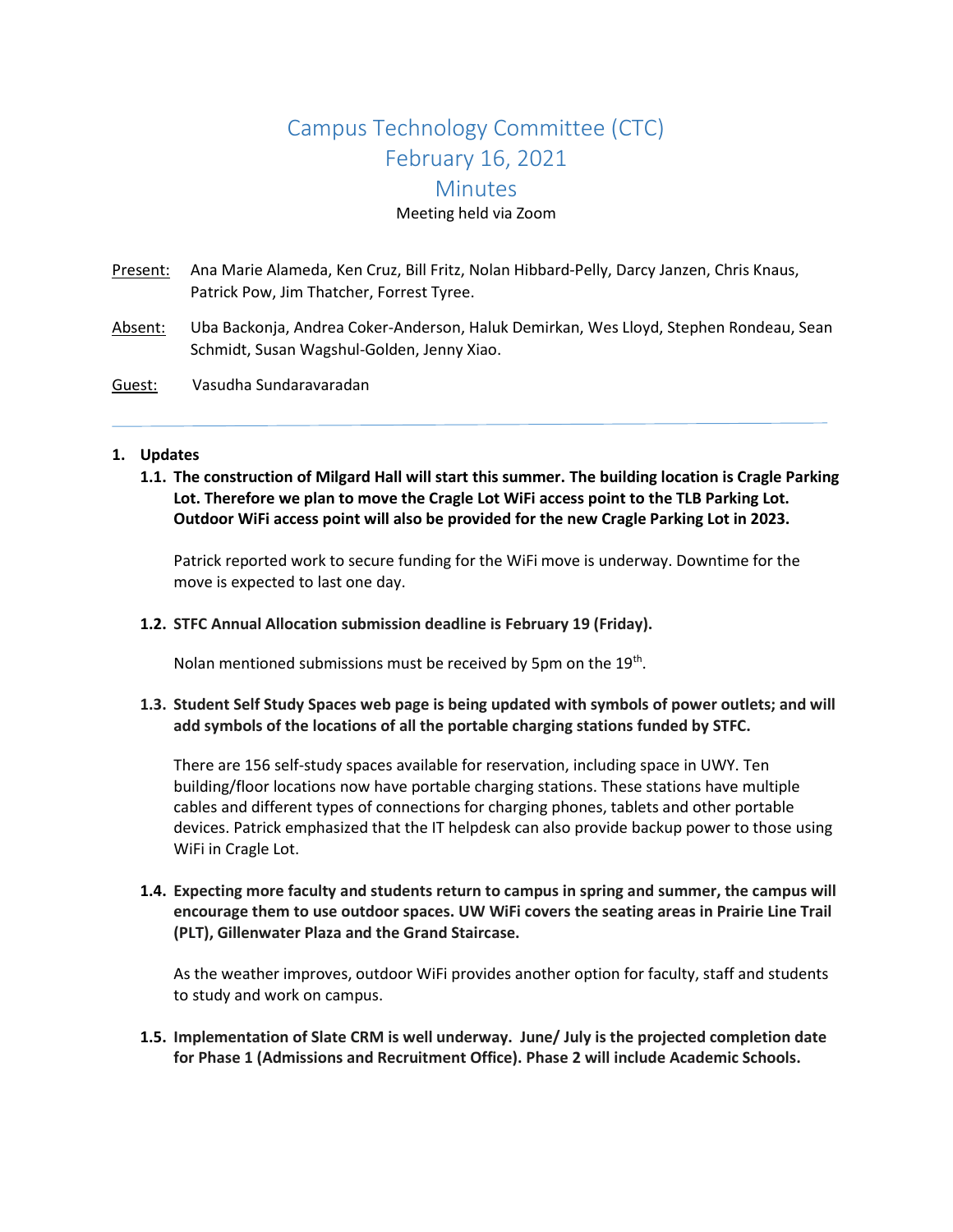# Campus Technology Committee (CTC)
# February 16, 2021
# Minutes

Meeting held via Zoom

Present: Ana Marie Alameda, Ken Cruz, Bill Fritz, Nolan Hibbard-Pelly, Darcy Janzen, Chris Knaus, Patrick Pow, Jim Thatcher, Forrest Tyree.

Absent: Uba Backonja, Andrea Coker-Anderson, Haluk Demirkan, Wes Lloyd, Stephen Rondeau, Sean Schmidt, Susan Wagshul-Golden, Jenny Xiao.

Guest: Vasudha Sundaravaradan

---

## 1. Updates

### 1.1. The construction of Milgard Hall will start this summer. The building location is Cragle Parking Lot. Therefore we plan to move the Cragle Lot WiFi access point to the TLB Parking Lot. Outdoor WiFi access point will also be provided for the new Cragle Parking Lot in 2023.

Patrick reported work to secure funding for the WiFi move is underway. Downtime for the move is expected to last one day.

### 1.2. STFC Annual Allocation submission deadline is February 19 (Friday).

Nolan mentioned submissions must be received by 5pm on the 19th.

### 1.3. Student Self Study Spaces web page is being updated with symbols of power outlets; and will add symbols of the locations of all the portable charging stations funded by STFC.

There are 156 self-study spaces available for reservation, including space in UWY. Ten building/floor locations now have portable charging stations. These stations have multiple cables and different types of connections for charging phones, tablets and other portable devices. Patrick emphasized that the IT helpdesk can also provide backup power to those using WiFi in Cragle Lot.

### 1.4. Expecting more faculty and students return to campus in spring and summer, the campus will encourage them to use outdoor spaces. UW WiFi covers the seating areas in Prairie Line Trail (PLT), Gillenwater Plaza and the Grand Staircase.

As the weather improves, outdoor WiFi provides another option for faculty, staff and students to study and work on campus.

### 1.5. Implementation of Slate CRM is well underway. June/ July is the projected completion date for Phase 1 (Admissions and Recruitment Office). Phase 2 will include Academic Schools.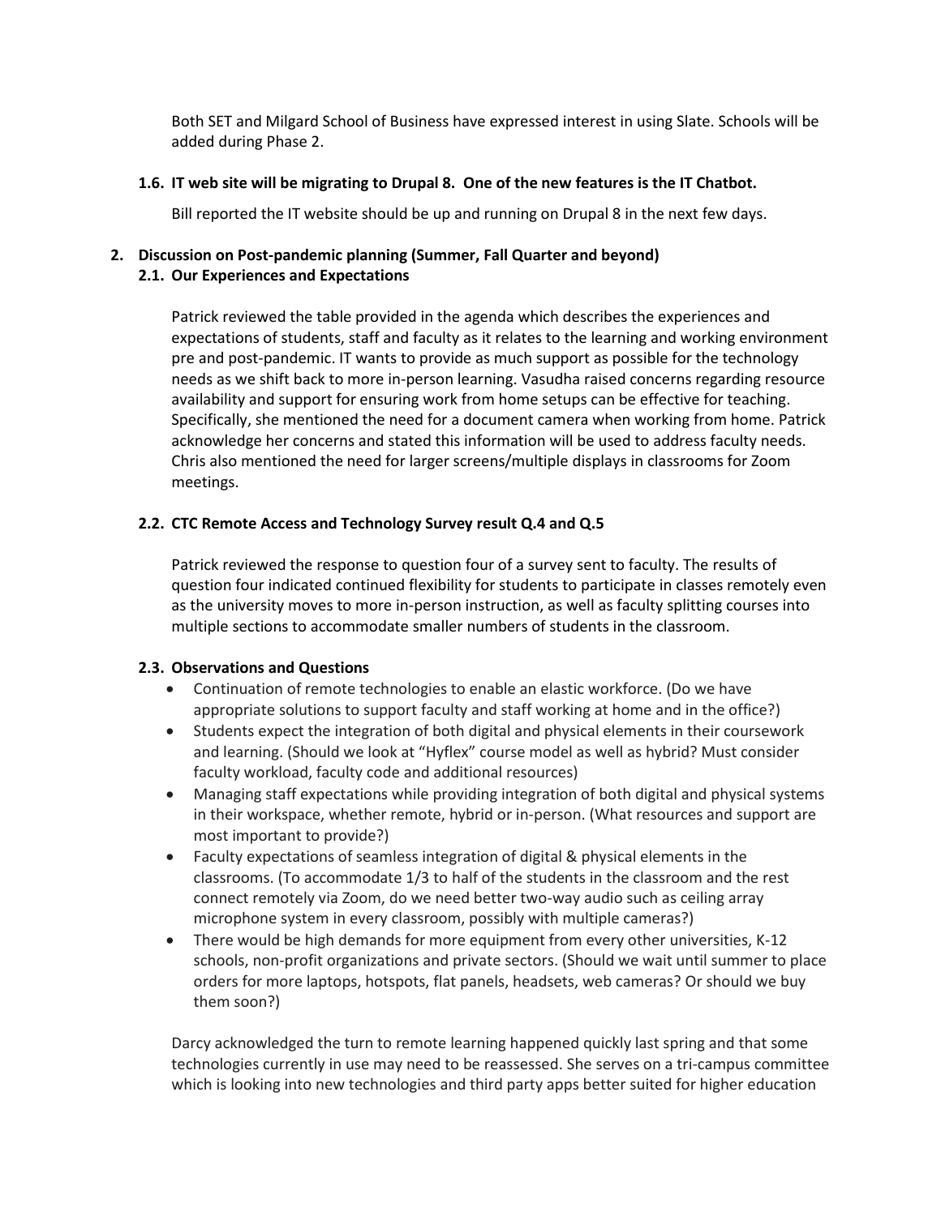Both SET and Milgard School of Business have expressed interest in using Slate. Schools will be added during Phase 2.

**1.6. IT web site will be migrating to Drupal 8. One of the new features is the IT Chatbot.**

Bill reported the IT website should be up and running on Drupal 8 in the next few days.

**2. Discussion on Post-pandemic planning (Summer, Fall Quarter and beyond)**

**2.1. Our Experiences and Expectations**

Patrick reviewed the table provided in the agenda which describes the experiences and expectations of students, staff and faculty as it relates to the learning and working environment pre and post-pandemic. IT wants to provide as much support as possible for the technology needs as we shift back to more in-person learning. Vasudha raised concerns regarding resource availability and support for ensuring work from home setups can be effective for teaching. Specifically, she mentioned the need for a document camera when working from home. Patrick acknowledge her concerns and stated this information will be used to address faculty needs. Chris also mentioned the need for larger screens/multiple displays in classrooms for Zoom meetings.

**2.2. CTC Remote Access and Technology Survey result Q.4 and Q.5**

Patrick reviewed the response to question four of a survey sent to faculty. The results of question four indicated continued flexibility for students to participate in classes remotely even as the university moves to more in-person instruction, as well as faculty splitting courses into multiple sections to accommodate smaller numbers of students in the classroom.

**2.3. Observations and Questions**

- Continuation of remote technologies to enable an elastic workforce. (Do we have appropriate solutions to support faculty and staff working at home and in the office?)
- Students expect the integration of both digital and physical elements in their coursework and learning. (Should we look at "Hyflex" course model as well as hybrid? Must consider faculty workload, faculty code and additional resources)
- Managing staff expectations while providing integration of both digital and physical systems in their workspace, whether remote, hybrid or in-person. (What resources and support are most important to provide?)
- Faculty expectations of seamless integration of digital & physical elements in the classrooms. (To accommodate 1/3 to half of the students in the classroom and the rest connect remotely via Zoom, do we need better two-way audio such as ceiling array microphone system in every classroom, possibly with multiple cameras?)
- There would be high demands for more equipment from every other universities, K-12 schools, non-profit organizations and private sectors. (Should we wait until summer to place orders for more laptops, hotspots, flat panels, headsets, web cameras? Or should we buy them soon?)

Darcy acknowledged the turn to remote learning happened quickly last spring and that some technologies currently in use may need to be reassessed. She serves on a tri-campus committee which is looking into new technologies and third party apps better suited for higher education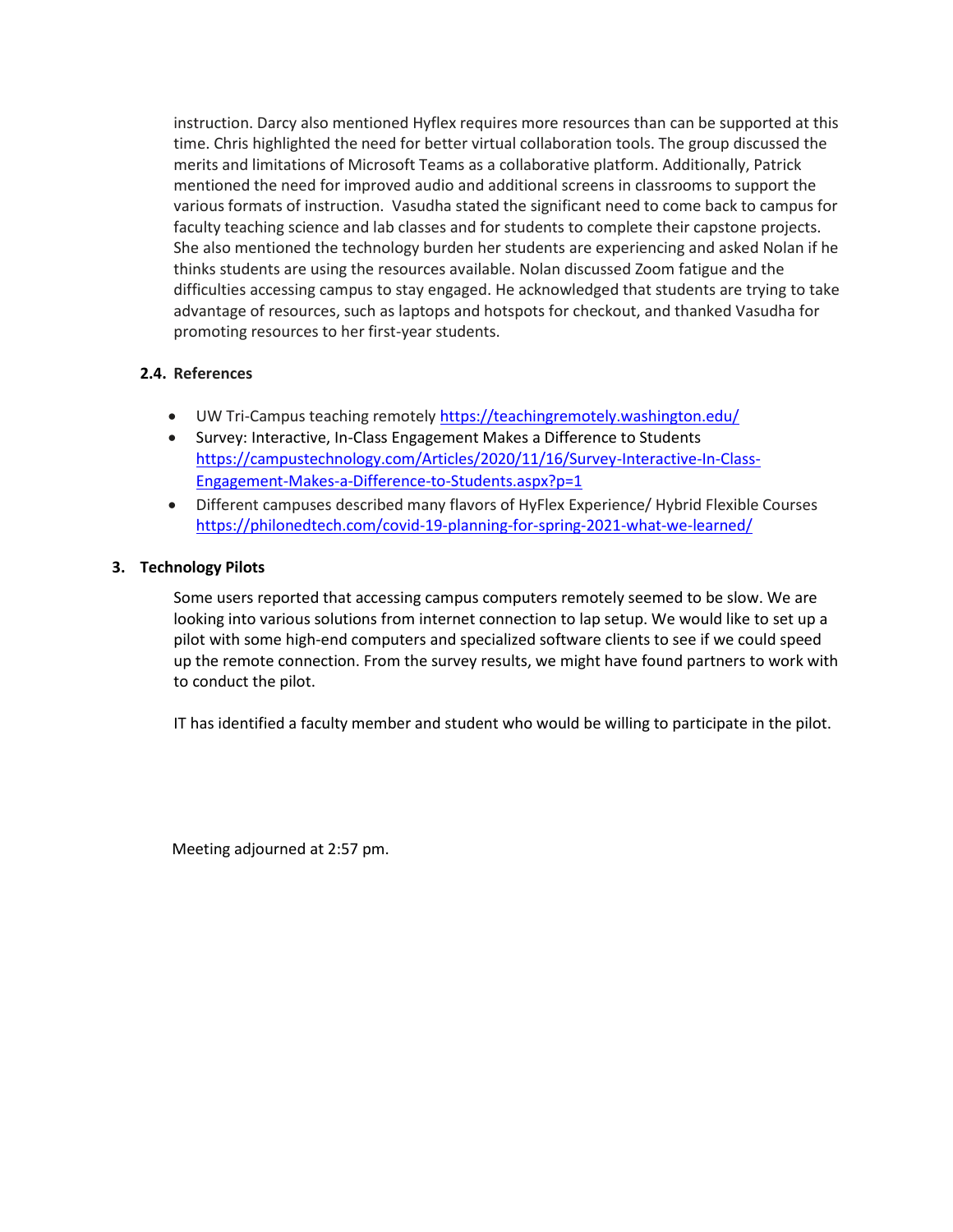instruction. Darcy also mentioned Hyflex requires more resources than can be supported at this time. Chris highlighted the need for better virtual collaboration tools. The group discussed the merits and limitations of Microsoft Teams as a collaborative platform. Additionally, Patrick mentioned the need for improved audio and additional screens in classrooms to support the various formats of instruction. Vasudha stated the significant need to come back to campus for faculty teaching science and lab classes and for students to complete their capstone projects. She also mentioned the technology burden her students are experiencing and asked Nolan if he thinks students are using the resources available. Nolan discussed Zoom fatigue and the difficulties accessing campus to stay engaged. He acknowledged that students are trying to take advantage of resources, such as laptops and hotspots for checkout, and thanked Vasudha for promoting resources to her first-year students.

### 2.4. References

- UW Tri-Campus teaching remotely https://teachingremotely.washington.edu/
- Survey: Interactive, In-Class Engagement Makes a Difference to Students https://campustechnology.com/Articles/2020/11/16/Survey-Interactive-In-Class-Engagement-Makes-a-Difference-to-Students.aspx?p=1
- Different campuses described many flavors of HyFlex Experience/ Hybrid Flexible Courses https://philonedtech.com/covid-19-planning-for-spring-2021-what-we-learned/

## 3. Technology Pilots

Some users reported that accessing campus computers remotely seemed to be slow. We are looking into various solutions from internet connection to lap setup. We would like to set up a pilot with some high-end computers and specialized software clients to see if we could speed up the remote connection. From the survey results, we might have found partners to work with to conduct the pilot.

IT has identified a faculty member and student who would be willing to participate in the pilot.

Meeting adjourned at 2:57 pm.